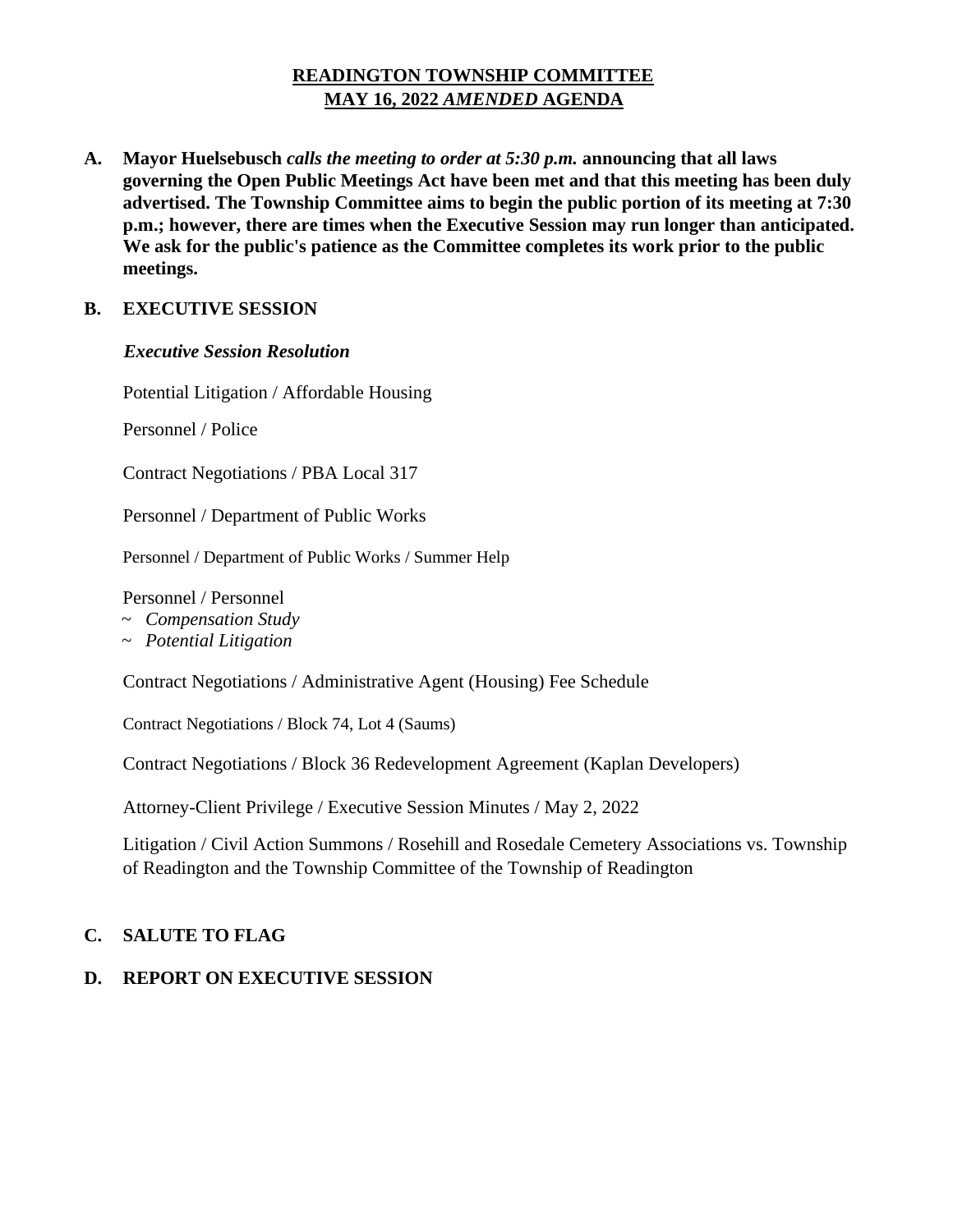# **READINGTON TOWNSHIP COMMITTEE**
# **MAY 16, 2022 *AMENDED* AGENDA**

**A. Mayor Huelsebusch *calls the meeting to order at 5:30 p.m.* announcing that all laws governing the Open Public Meetings Act have been met and that this meeting has been duly advertised. The Township Committee aims to begin the public portion of its meeting at 7:30 p.m.; however, there are times when the Executive Session may run longer than anticipated. We ask for the public's patience as the Committee completes its work prior to the public meetings.**

**B. EXECUTIVE SESSION**

***Executive Session Resolution***

Potential Litigation / Affordable Housing

Personnel / Police

Contract Negotiations / PBA Local 317

Personnel / Department of Public Works

Personnel / Department of Public Works / Summer Help

Personnel / Personnel
~ *Compensation Study*
~ *Potential Litigation*

Contract Negotiations / Administrative Agent (Housing) Fee Schedule

Contract Negotiations / Block 74, Lot 4 (Saums)

Contract Negotiations / Block 36 Redevelopment Agreement (Kaplan Developers)

Attorney-Client Privilege / Executive Session Minutes / May 2, 2022

Litigation / Civil Action Summons / Rosehill and Rosedale Cemetery Associations vs. Township of Readington and the Township Committee of the Township of Readington

**C. SALUTE TO FLAG**

**D. REPORT ON EXECUTIVE SESSION**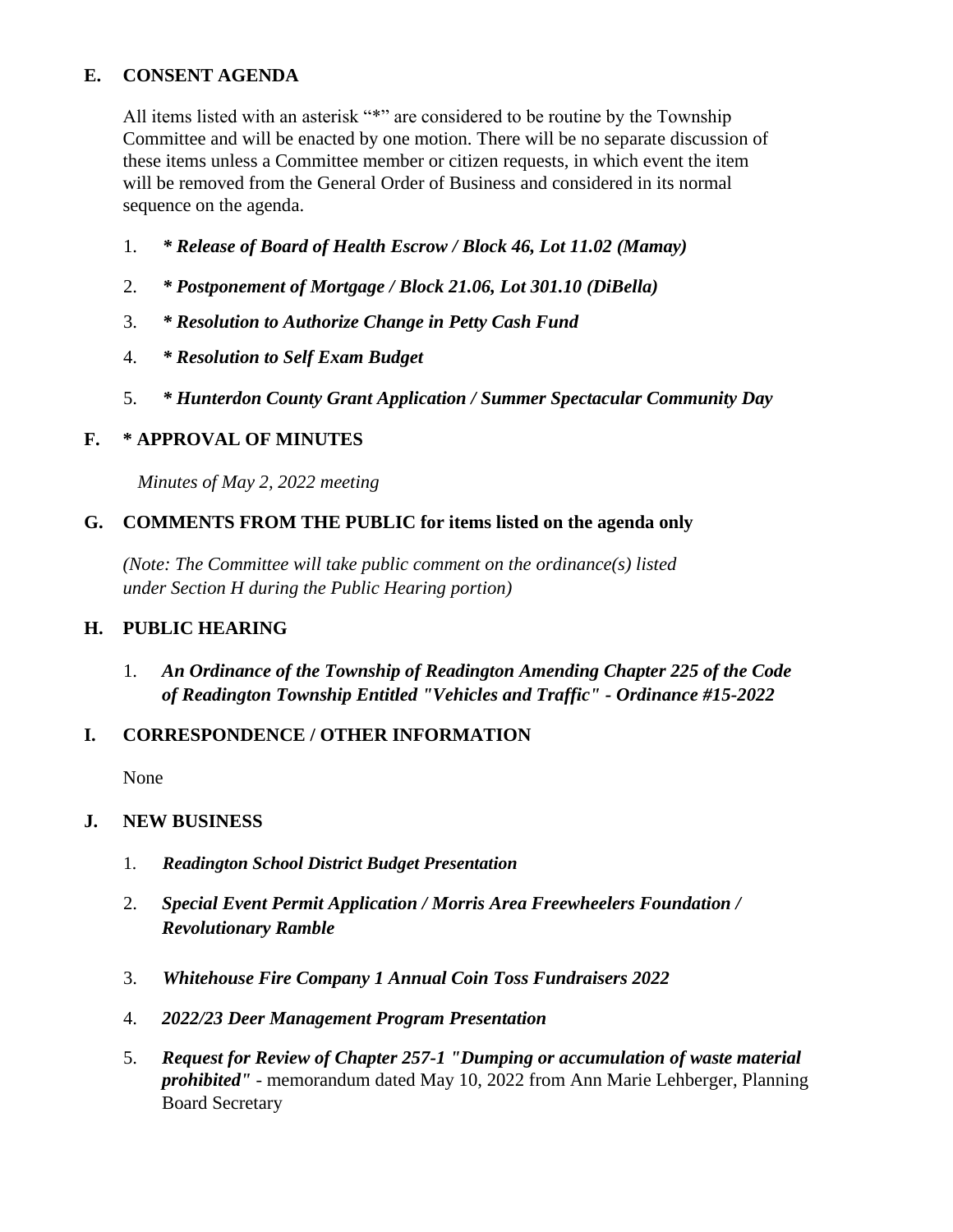## E. CONSENT AGENDA

All items listed with an asterisk "*" are considered to be routine by the Township Committee and will be enacted by one motion. There will be no separate discussion of these items unless a Committee member or citizen requests, in which event the item will be removed from the General Order of Business and considered in its normal sequence on the agenda.

1. ***\* Release of Board of Health Escrow / Block 46, Lot 11.02 (Mamay)***
2. ***\* Postponement of Mortgage / Block 21.06, Lot 301.10 (DiBella)***
3. ***\* Resolution to Authorize Change in Petty Cash Fund***
4. ***\* Resolution to Self Exam Budget***
5. ***\* Hunterdon County Grant Application / Summer Spectacular Community Day***

## F. * APPROVAL OF MINUTES

*Minutes of May 2, 2022 meeting*

## G. COMMENTS FROM THE PUBLIC for items listed on the agenda only

*(Note: The Committee will take public comment on the ordinance(s) listed under Section H during the Public Hearing portion)*

## H. PUBLIC HEARING

1. ***An Ordinance of the Township of Readington Amending Chapter 225 of the Code of Readington Township Entitled "Vehicles and Traffic" - Ordinance #15-2022***

## I. CORRESPONDENCE / OTHER INFORMATION

None

## J. NEW BUSINESS

1. ***Readington School District Budget Presentation***
2. ***Special Event Permit Application / Morris Area Freewheelers Foundation / Revolutionary Ramble***
3. ***Whitehouse Fire Company 1 Annual Coin Toss Fundraisers 2022***
4. ***2022/23 Deer Management Program Presentation***
5. ***Request for Review of Chapter 257-1 "Dumping or accumulation of waste material prohibited"*** - memorandum dated May 10, 2022 from Ann Marie Lehberger, Planning Board Secretary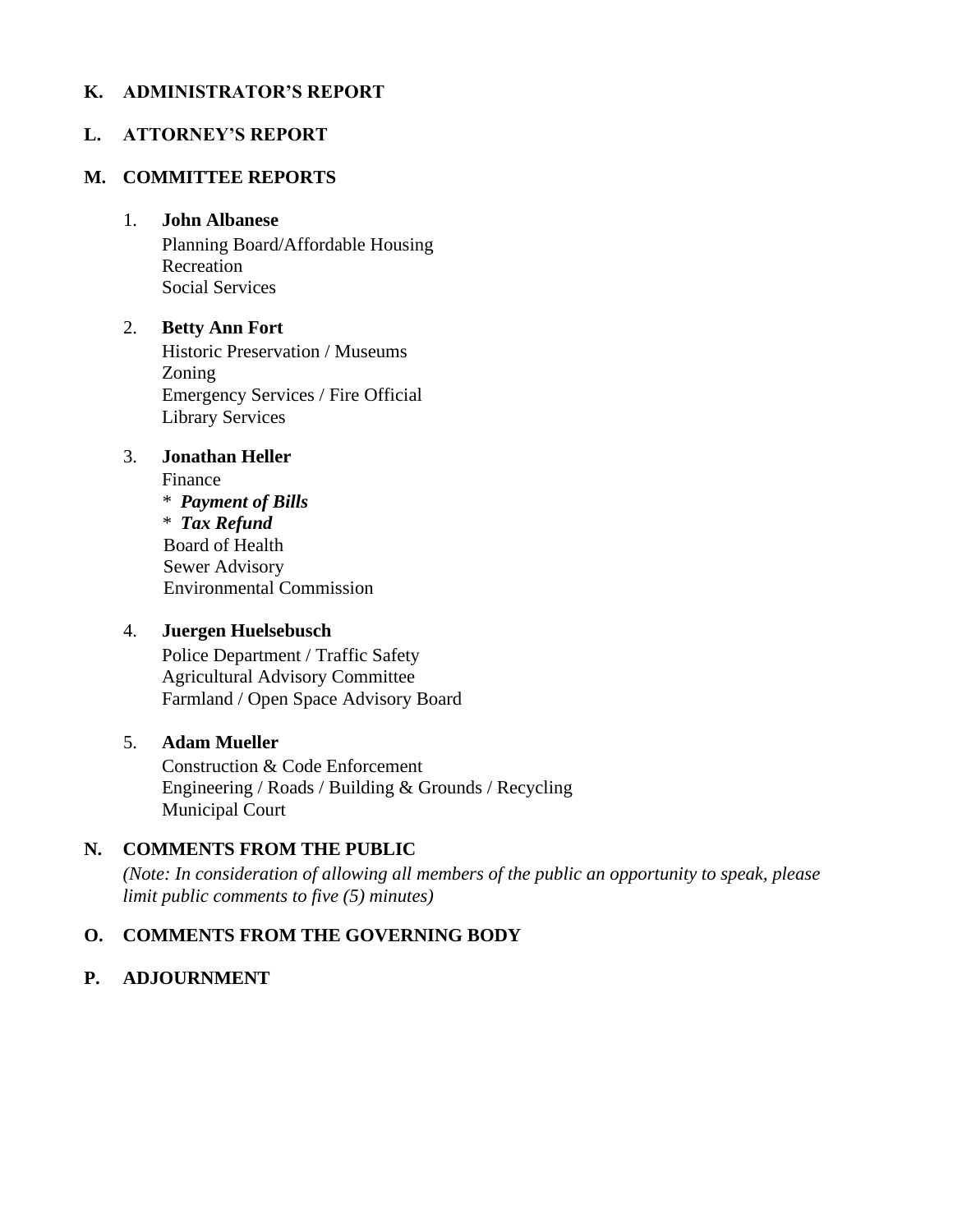**K. ADMINISTRATOR'S REPORT**

**L. ATTORNEY'S REPORT**

**M. COMMITTEE REPORTS**

1. **John Albanese**
   Planning Board/Affordable Housing
   Recreation
   Social Services

2. **Betty Ann Fort**
   Historic Preservation / Museums
   Zoning
   Emergency Services / Fire Official
   Library Services

3. **Jonathan Heller**
   Finance
   * ***Payment of Bills***
   * ***Tax Refund***
   Board of Health
   Sewer Advisory
   Environmental Commission

4. **Juergen Huelsebusch**
   Police Department / Traffic Safety
   Agricultural Advisory Committee
   Farmland / Open Space Advisory Board

5. **Adam Mueller**
   Construction & Code Enforcement
   Engineering / Roads / Building & Grounds / Recycling
   Municipal Court

**N. COMMENTS FROM THE PUBLIC**

*(Note: In consideration of allowing all members of the public an opportunity to speak, please limit public comments to five (5) minutes)*

**O. COMMENTS FROM THE GOVERNING BODY**

**P. ADJOURNMENT**